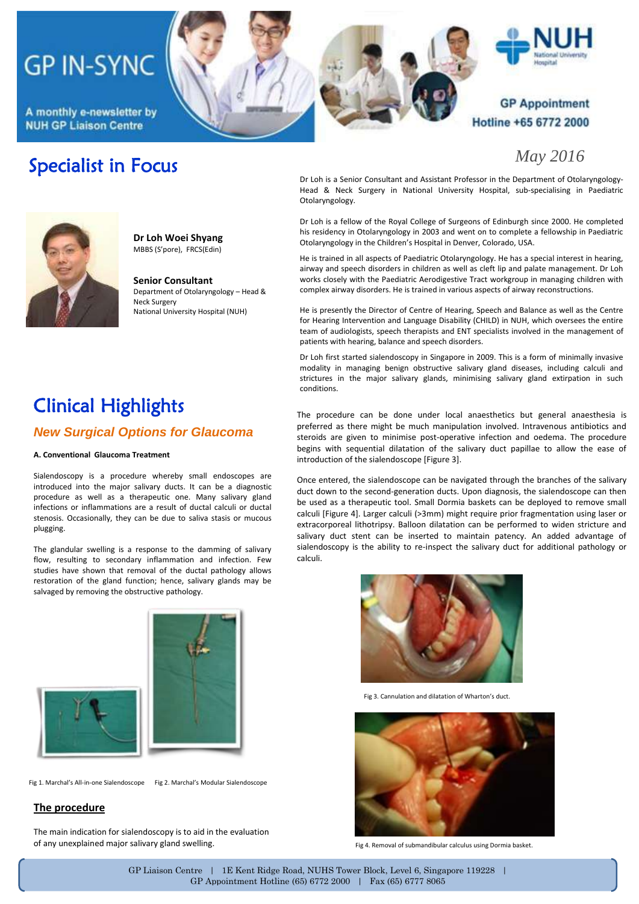# GP IN-SYNC

A monthly e-newsletter by NUH GP Liaison Centre

GP Appointment Hotline +65 6772 2000

*May 2016*

## Specialist in Focus

**Dr Loh Woei Shyang**
MBBS (S'pore), FRCS(Edin)

**Senior Consultant**
Department of Otolaryngology – Head & Neck Surgery
National University Hospital (NUH)

Dr Loh is a Senior Consultant and Assistant Professor in the Department of Otolaryngology-Head & Neck Surgery in National University Hospital, sub-specialising in Paediatric Otolaryngology.

Dr Loh is a fellow of the Royal College of Surgeons of Edinburgh since 2000. He completed his residency in Otolaryngology in 2003 and went on to complete a fellowship in Paediatric Otolaryngology in the Children's Hospital in Denver, Colorado, USA.

He is trained in all aspects of Paediatric Otolaryngology. He has a special interest in hearing, airway and speech disorders in children as well as cleft lip and palate management. Dr Loh works closely with the Paediatric Aerodigestive Tract workgroup in managing children with complex airway disorders. He is trained in various aspects of airway reconstructions.

He is presently the Director of Centre of Hearing, Speech and Balance as well as the Centre for Hearing Intervention and Language Disability (CHILD) in NUH, which oversees the entire team of audiologists, speech therapists and ENT specialists involved in the management of patients with hearing, balance and speech disorders.

Dr Loh first started sialendoscopy in Singapore in 2009. This is a form of minimally invasive modality in managing benign obstructive salivary gland diseases, including calculi and strictures in the major salivary glands, minimising salivary gland extirpation in such conditions.

## Clinical Highlights

### *New Surgical Options for Glaucoma*

**A. Conventional Glaucoma Treatment**

Sialendoscopy is a procedure whereby small endoscopes are introduced into the major salivary ducts. It can be a diagnostic procedure as well as a therapeutic one. Many salivary gland infections or inflammations are a result of ductal calculi or ductal stenosis. Occasionally, they can be due to saliva stasis or mucous plugging.

The glandular swelling is a response to the damming of salivary flow, resulting to secondary inflammation and infection. Few studies have shown that removal of the ductal pathology allows restoration of the gland function; hence, salivary glands may be salvaged by removing the obstructive pathology.

Fig 1. Marchal's All-in-one Sialendoscope

Fig 2. Marchal's Modular Sialendoscope

**The procedure**

The main indication for sialendoscopy is to aid in the evaluation of any unexplained major salivary gland swelling.

The procedure can be done under local anaesthetics but general anaesthesia is preferred as there might be much manipulation involved. Intravenous antibiotics and steroids are given to minimise post-operative infection and oedema. The procedure begins with sequential dilatation of the salivary duct papillae to allow the ease of introduction of the sialendoscope [Figure 3].

Once entered, the sialendoscope can be navigated through the branches of the salivary duct down to the second-generation ducts. Upon diagnosis, the sialendoscope can then be used as a therapeutic tool. Small Dormia baskets can be deployed to remove small calculi [Figure 4]. Larger calculi (>3mm) might require prior fragmentation using laser or extracorporeal lithotripsy. Balloon dilatation can be performed to widen stricture and salivary duct stent can be inserted to maintain patency. An added advantage of sialendoscopy is the ability to re-inspect the salivary duct for additional pathology or calculi.

Fig 3. Cannulation and dilatation of Wharton's duct.

Fig 4. Removal of submandibular calculus using Dormia basket.

GP Liaison Centre | 1E Kent Ridge Road, NUHS Tower Block, Level 6, Singapore 119228 |
GP Appointment Hotline (65) 6772 2000 | Fax (65) 6777 8065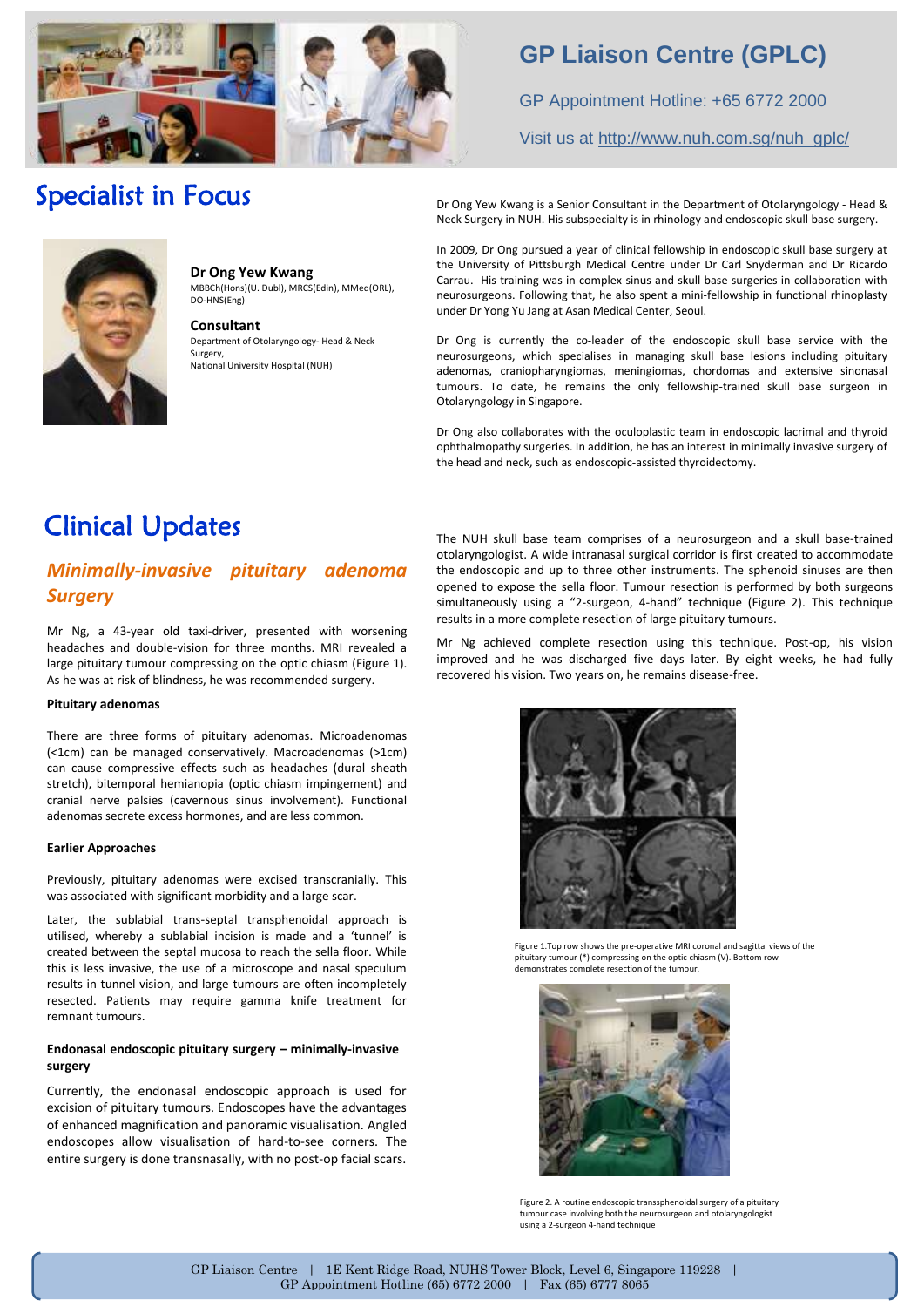# GP Liaison Centre (GPLC)

GP Appointment Hotline: +65 6772 2000

Visit us at http://www.nuh.com.sg/nuh_gplc/

## Specialist in Focus

**Dr Ong Yew Kwang**
MBBCh(Hons)(U. Dubl), MRCS(Edin), MMed(ORL), DO-HNS(Eng)

**Consultant**
Department of Otolaryngology- Head & Neck Surgery,
National University Hospital (NUH)

Dr Ong Yew Kwang is a Senior Consultant in the Department of Otolaryngology - Head & Neck Surgery in NUH. His subspecialty is in rhinology and endoscopic skull base surgery.

In 2009, Dr Ong pursued a year of clinical fellowship in endoscopic skull base surgery at the University of Pittsburgh Medical Centre under Dr Carl Snyderman and Dr Ricardo Carrau. His training was in complex sinus and skull base surgeries in collaboration with neurosurgeons. Following that, he also spent a mini-fellowship in functional rhinoplasty under Dr Yong Yu Jang at Asan Medical Center, Seoul.

Dr Ong is currently the co-leader of the endoscopic skull base service with the neurosurgeons, which specialises in managing skull base lesions including pituitary adenomas, craniopharyngiomas, meningiomas, chordomas and extensive sinonasal tumours. To date, he remains the only fellowship-trained skull base surgeon in Otolaryngology in Singapore.

Dr Ong also collaborates with the oculoplastic team in endoscopic lacrimal and thyroid ophthalmopathy surgeries. In addition, he has an interest in minimally invasive surgery of the head and neck, such as endoscopic-assisted thyroidectomy.

## Clinical Updates

### *Minimally-invasive pituitary adenoma Surgery*

Mr Ng, a 43-year old taxi-driver, presented with worsening headaches and double-vision for three months. MRI revealed a large pituitary tumour compressing on the optic chiasm (Figure 1). As he was at risk of blindness, he was recommended surgery.

**Pituitary adenomas**

There are three forms of pituitary adenomas. Microadenomas (<1cm) can be managed conservatively. Macroadenomas (>1cm) can cause compressive effects such as headaches (dural sheath stretch), bitemporal hemianopia (optic chiasm impingement) and cranial nerve palsies (cavernous sinus involvement). Functional adenomas secrete excess hormones, and are less common.

**Earlier Approaches**

Previously, pituitary adenomas were excised transcranially. This was associated with significant morbidity and a large scar.

Later, the sublabial trans-septal transphenoidal approach is utilised, whereby a sublabial incision is made and a 'tunnel' is created between the septal mucosa to reach the sella floor. While this is less invasive, the use of a microscope and nasal speculum results in tunnel vision, and large tumours are often incompletely resected. Patients may require gamma knife treatment for remnant tumours.

**Endonasal endoscopic pituitary surgery – minimally-invasive surgery**

Currently, the endonasal endoscopic approach is used for excision of pituitary tumours. Endoscopes have the advantages of enhanced magnification and panoramic visualisation. Angled endoscopes allow visualisation of hard-to-see corners. The entire surgery is done transnasally, with no post-op facial scars.

The NUH skull base team comprises of a neurosurgeon and a skull base-trained otolaryngologist. A wide intranasal surgical corridor is first created to accommodate the endoscopic and up to three other instruments. The sphenoid sinuses are then opened to expose the sella floor. Tumour resection is performed by both surgeons simultaneously using a "2-surgeon, 4-hand" technique (Figure 2). This technique results in a more complete resection of large pituitary tumours.

Mr Ng achieved complete resection using this technique. Post-op, his vision improved and he was discharged five days later. By eight weeks, he had fully recovered his vision. Two years on, he remains disease-free.

Figure 1.Top row shows the pre-operative MRI coronal and sagittal views of the pituitary tumour (*) compressing on the optic chiasm (V). Bottom row demonstrates complete resection of the tumour.

Figure 2. A routine endoscopic transsphenoidal surgery of a pituitary tumour case involving both the neurosurgeon and otolaryngologist using a 2-surgeon 4-hand technique

GP Liaison Centre | 1E Kent Ridge Road, NUHS Tower Block, Level 6, Singapore 119228 |
GP Appointment Hotline (65) 6772 2000 | Fax (65) 6777 8065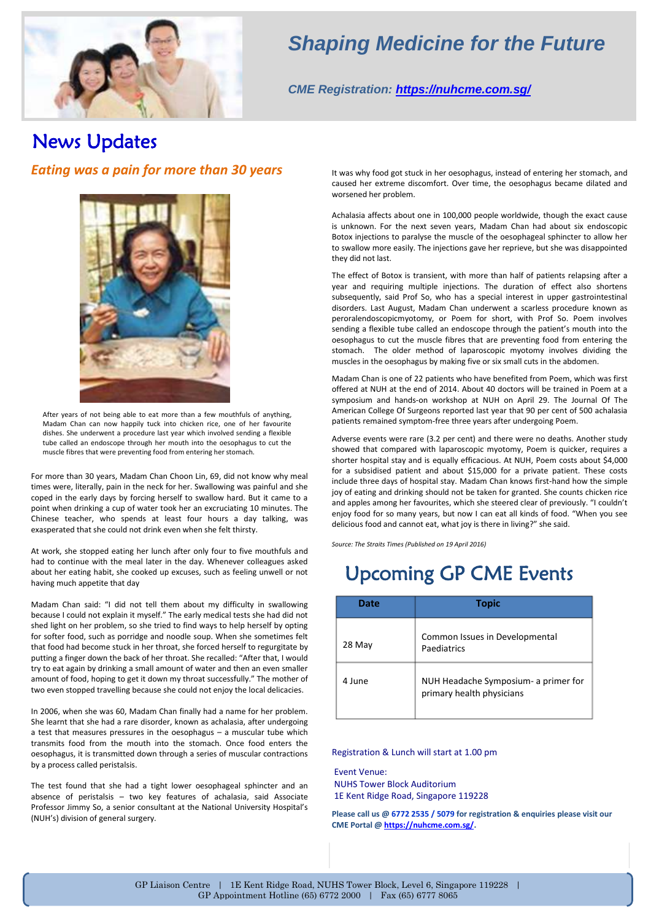# Shaping Medicine for the Future

*CME Registration: https://nuhcme.com.sg/*

## News Updates

### *Eating was a pain for more than 30 years*

After years of not being able to eat more than a few mouthfuls of anything, Madam Chan can now happily tuck into chicken rice, one of her favourite dishes. She underwent a procedure last year which involved sending a flexible tube called an endoscope through her mouth into the oesophagus to cut the muscle fibres that were preventing food from entering her stomach.

For more than 30 years, Madam Chan Choon Lin, 69, did not know why meal times were, literally, pain in the neck for her. Swallowing was painful and she coped in the early days by forcing herself to swallow hard. But it came to a point when drinking a cup of water took her an excruciating 10 minutes. The Chinese teacher, who spends at least four hours a day talking, was exasperated that she could not drink even when she felt thirsty.

At work, she stopped eating her lunch after only four to five mouthfuls and had to continue with the meal later in the day. Whenever colleagues asked about her eating habit, she cooked up excuses, such as feeling unwell or not having much appetite that day

Madam Chan said: "I did not tell them about my difficulty in swallowing because I could not explain it myself." The early medical tests she had did not shed light on her problem, so she tried to find ways to help herself by opting for softer food, such as porridge and noodle soup. When she sometimes felt that food had become stuck in her throat, she forced herself to regurgitate by putting a finger down the back of her throat. She recalled: "After that, I would try to eat again by drinking a small amount of water and then an even smaller amount of food, hoping to get it down my throat successfully." The mother of two even stopped travelling because she could not enjoy the local delicacies.

In 2006, when she was 60, Madam Chan finally had a name for her problem. She learnt that she had a rare disorder, known as achalasia, after undergoing a test that measures pressures in the oesophagus – a muscular tube which transmits food from the mouth into the stomach. Once food enters the oesophagus, it is transmitted down through a series of muscular contractions by a process called peristalsis.

The test found that she had a tight lower oesophageal sphincter and an absence of peristalsis – two key features of achalasia, said Associate Professor Jimmy So, a senior consultant at the National University Hospital's (NUH's) division of general surgery.

It was why food got stuck in her oesophagus, instead of entering her stomach, and caused her extreme discomfort. Over time, the oesophagus became dilated and worsened her problem.

Achalasia affects about one in 100,000 people worldwide, though the exact cause is unknown. For the next seven years, Madam Chan had about six endoscopic Botox injections to paralyse the muscle of the oesophageal sphincter to allow her to swallow more easily. The injections gave her reprieve, but she was disappointed they did not last.

The effect of Botox is transient, with more than half of patients relapsing after a year and requiring multiple injections. The duration of effect also shortens subsequently, said Prof So, who has a special interest in upper gastrointestinal disorders. Last August, Madam Chan underwent a scarless procedure known as peroralendoscopicmyotomy, or Poem for short, with Prof So. Poem involves sending a flexible tube called an endoscope through the patient's mouth into the oesophagus to cut the muscle fibres that are preventing food from entering the stomach. The older method of laparoscopic myotomy involves dividing the muscles in the oesophagus by making five or six small cuts in the abdomen.

Madam Chan is one of 22 patients who have benefited from Poem, which was first offered at NUH at the end of 2014. About 40 doctors will be trained in Poem at a symposium and hands-on workshop at NUH on April 29. The Journal Of The American College Of Surgeons reported last year that 90 per cent of 500 achalasia patients remained symptom-free three years after undergoing Poem.

Adverse events were rare (3.2 per cent) and there were no deaths. Another study showed that compared with laparoscopic myotomy, Poem is quicker, requires a shorter hospital stay and is equally efficacious. At NUH, Poem costs about $4,000 for a subsidised patient and about $15,000 for a private patient. These costs include three days of hospital stay. Madam Chan knows first-hand how the simple joy of eating and drinking should not be taken for granted. She counts chicken rice and apples among her favourites, which she steered clear of previously. "I couldn't enjoy food for so many years, but now I can eat all kinds of food. "When you see delicious food and cannot eat, what joy is there in living?" she said.

*Source: The Straits Times (Published on 19 April 2016)*

## Upcoming GP CME Events

| Date | Topic |
|---|---|
| 28 May | Common Issues in Developmental Paediatrics |
| 4 June | NUH Headache Symposium- a primer for primary health physicians |

Registration & Lunch will start at 1.00 pm

Event Venue:
NUHS Tower Block Auditorium
1E Kent Ridge Road, Singapore 119228

**Please call us @ 6772 2535 / 5079 for registration & enquiries please visit our CME Portal @ https://nuhcme.com.sg/.**

GP Liaison Centre | 1E Kent Ridge Road, NUHS Tower Block, Level 6, Singapore 119228 | GP Appointment Hotline (65) 6772 2000 | Fax (65) 6777 8065